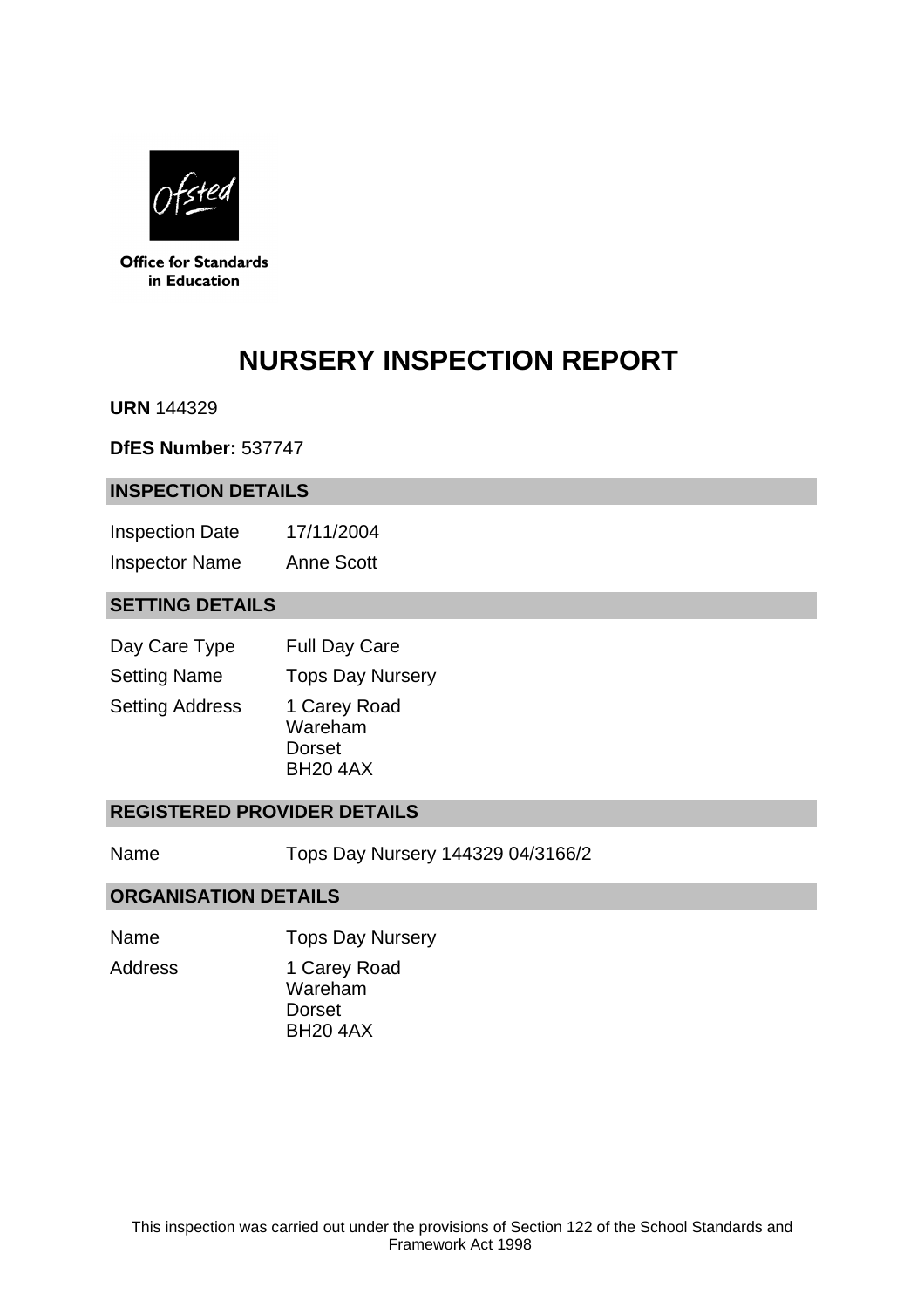Office for Standards in Education

# NURSERY INSPECTION REPORT

**URN** 144329

**DfES Number:** 537747

## INSPECTION DETAILS

| | |
|---|---|
| Inspection Date | 17/11/2004 |
| Inspector Name | Anne Scott |

## SETTING DETAILS

| | |
|---|---|
| Day Care Type | Full Day Care |
| Setting Name | Tops Day Nursery |
| Setting Address | 1 Carey Road<br>Wareham<br>Dorset<br>BH20 4AX |

## REGISTERED PROVIDER DETAILS

| | |
|---|---|
| Name | Tops Day Nursery 144329 04/3166/2 |

## ORGANISATION DETAILS

| | |
|---|---|
| Name | Tops Day Nursery |
| Address | 1 Carey Road<br>Wareham<br>Dorset<br>BH20 4AX |

This inspection was carried out under the provisions of Section 122 of the School Standards and Framework Act 1998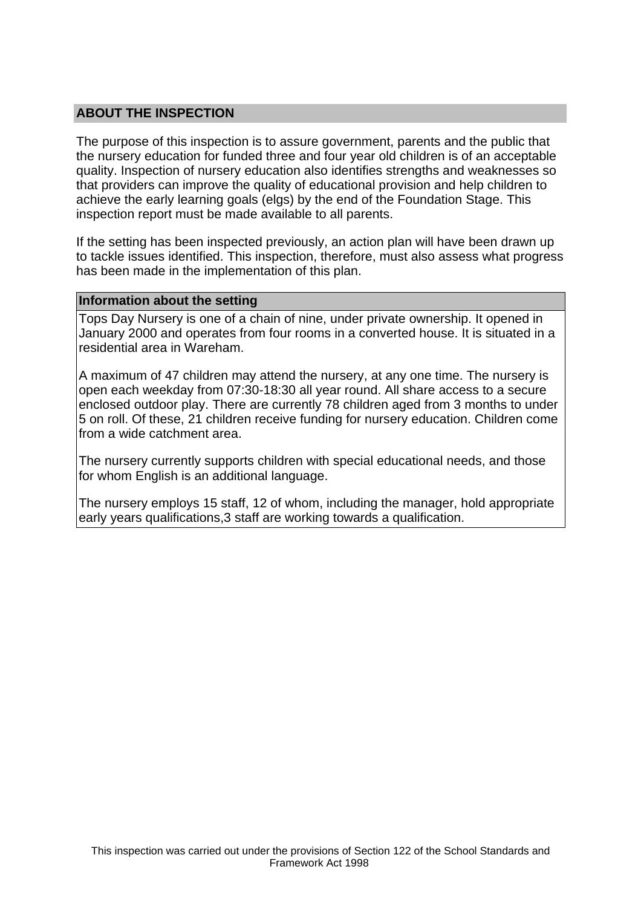## ABOUT THE INSPECTION

The purpose of this inspection is to assure government, parents and the public that the nursery education for funded three and four year old children is of an acceptable quality. Inspection of nursery education also identifies strengths and weaknesses so that providers can improve the quality of educational provision and help children to achieve the early learning goals (elgs) by the end of the Foundation Stage. This inspection report must be made available to all parents.

If the setting has been inspected previously, an action plan will have been drawn up to tackle issues identified. This inspection, therefore, must also assess what progress has been made in the implementation of this plan.

### Information about the setting

Tops Day Nursery is one of a chain of nine, under private ownership. It opened in January 2000 and operates from four rooms in a converted house. It is situated in a residential area in Wareham.

A maximum of 47 children may attend the nursery, at any one time. The nursery is open each weekday from 07:30-18:30 all year round. All share access to a secure enclosed outdoor play. There are currently 78 children aged from 3 months to under 5 on roll. Of these, 21 children receive funding for nursery education. Children come from a wide catchment area.

The nursery currently supports children with special educational needs, and those for whom English is an additional language.

The nursery employs 15 staff, 12 of whom, including the manager, hold appropriate early years qualifications,3 staff are working towards a qualification.

This inspection was carried out under the provisions of Section 122 of the School Standards and Framework Act 1998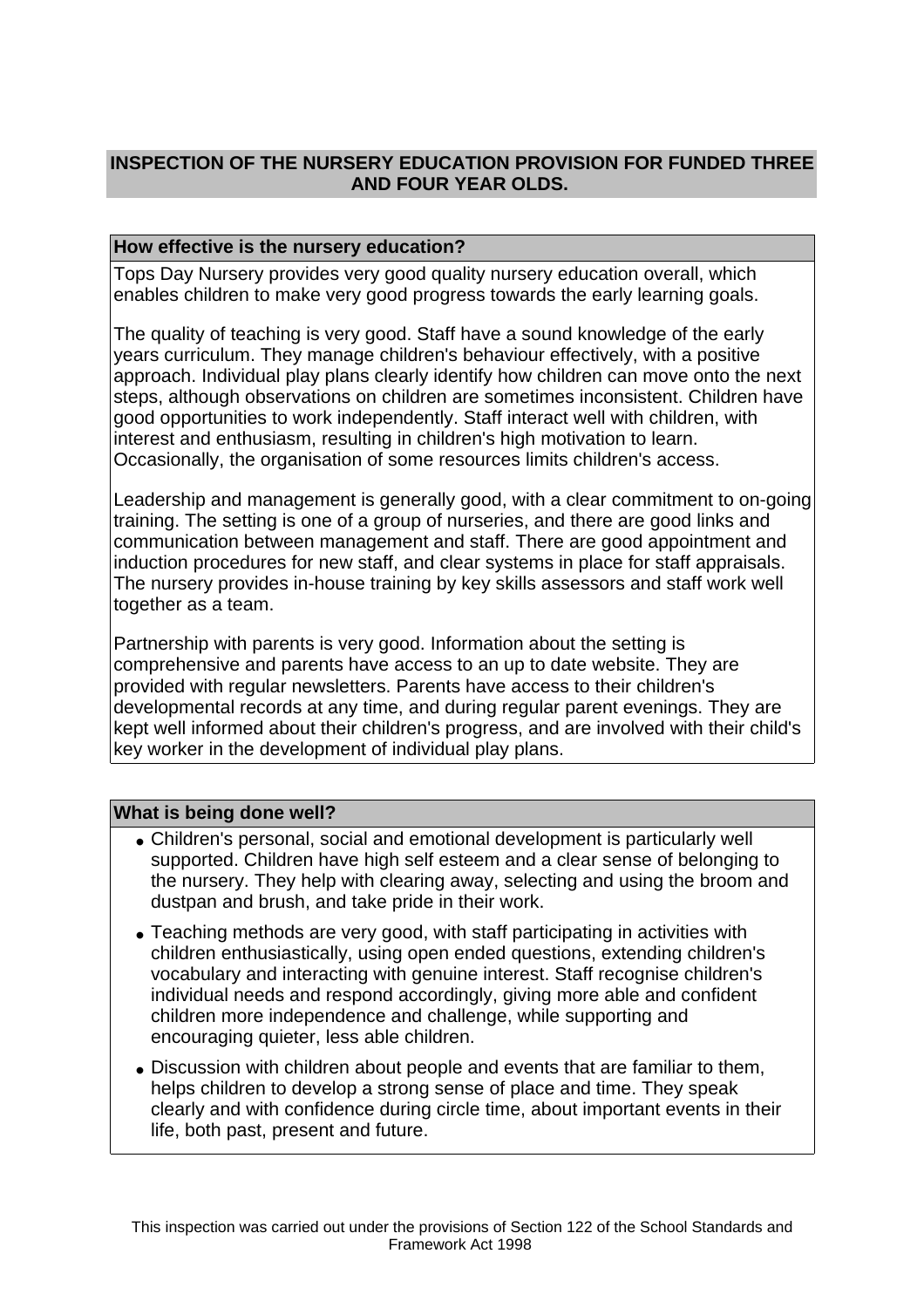## INSPECTION OF THE NURSERY EDUCATION PROVISION FOR FUNDED THREE AND FOUR YEAR OLDS.

### How effective is the nursery education?

Tops Day Nursery provides very good quality nursery education overall, which enables children to make very good progress towards the early learning goals.

The quality of teaching is very good. Staff have a sound knowledge of the early years curriculum. They manage children's behaviour effectively, with a positive approach. Individual play plans clearly identify how children can move onto the next steps, although observations on children are sometimes inconsistent. Children have good opportunities to work independently. Staff interact well with children, with interest and enthusiasm, resulting in children's high motivation to learn. Occasionally, the organisation of some resources limits children's access.

Leadership and management is generally good, with a clear commitment to on-going training. The setting is one of a group of nurseries, and there are good links and communication between management and staff. There are good appointment and induction procedures for new staff, and clear systems in place for staff appraisals. The nursery provides in-house training by key skills assessors and staff work well together as a team.

Partnership with parents is very good. Information about the setting is comprehensive and parents have access to an up to date website. They are provided with regular newsletters. Parents have access to their children's developmental records at any time, and during regular parent evenings. They are kept well informed about their children's progress, and are involved with their child's key worker in the development of individual play plans.

### What is being done well?

- Children's personal, social and emotional development is particularly well supported. Children have high self esteem and a clear sense of belonging to the nursery. They help with clearing away, selecting and using the broom and dustpan and brush, and take pride in their work.
- Teaching methods are very good, with staff participating in activities with children enthusiastically, using open ended questions, extending children's vocabulary and interacting with genuine interest. Staff recognise children's individual needs and respond accordingly, giving more able and confident children more independence and challenge, while supporting and encouraging quieter, less able children.
- Discussion with children about people and events that are familiar to them, helps children to develop a strong sense of place and time. They speak clearly and with confidence during circle time, about important events in their life, both past, present and future.

This inspection was carried out under the provisions of Section 122 of the School Standards and Framework Act 1998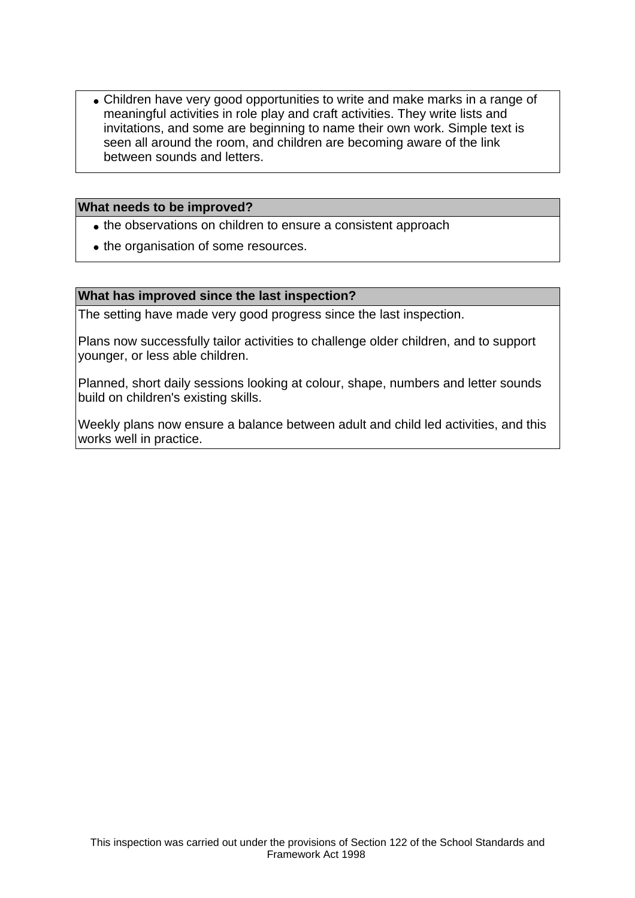- Children have very good opportunities to write and make marks in a range of meaningful activities in role play and craft activities. They write lists and invitations, and some are beginning to name their own work. Simple text is seen all around the room, and children are becoming aware of the link between sounds and letters.

**What needs to be improved?**

- the observations on children to ensure a consistent approach
- the organisation of some resources.

**What has improved since the last inspection?**

The setting have made very good progress since the last inspection.

Plans now successfully tailor activities to challenge older children, and to support younger, or less able children.

Planned, short daily sessions looking at colour, shape, numbers and letter sounds build on children's existing skills.

Weekly plans now ensure a balance between adult and child led activities, and this works well in practice.

This inspection was carried out under the provisions of Section 122 of the School Standards and Framework Act 1998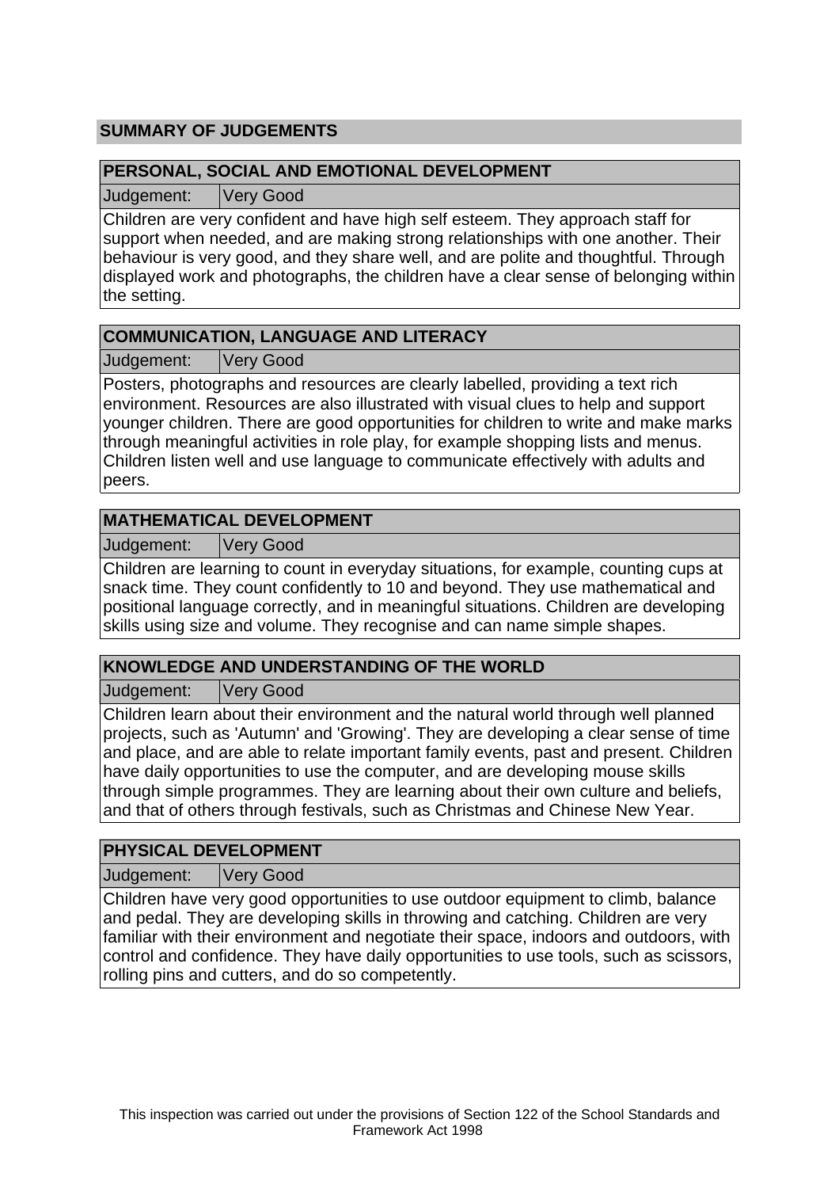## SUMMARY OF JUDGEMENTS

### PERSONAL, SOCIAL AND EMOTIONAL DEVELOPMENT

| Judgement: | Very Good |
|---|---|

Children are very confident and have high self esteem. They approach staff for support when needed, and are making strong relationships with one another. Their behaviour is very good, and they share well, and are polite and thoughtful. Through displayed work and photographs, the children have a clear sense of belonging within the setting.

### COMMUNICATION, LANGUAGE AND LITERACY

| Judgement: | Very Good |
|---|---|

Posters, photographs and resources are clearly labelled, providing a text rich environment. Resources are also illustrated with visual clues to help and support younger children. There are good opportunities for children to write and make marks through meaningful activities in role play, for example shopping lists and menus. Children listen well and use language to communicate effectively with adults and peers.

### MATHEMATICAL DEVELOPMENT

| Judgement: | Very Good |
|---|---|

Children are learning to count in everyday situations, for example, counting cups at snack time. They count confidently to 10 and beyond. They use mathematical and positional language correctly, and in meaningful situations. Children are developing skills using size and volume. They recognise and can name simple shapes.

### KNOWLEDGE AND UNDERSTANDING OF THE WORLD

| Judgement: | Very Good |
|---|---|

Children learn about their environment and the natural world through well planned projects, such as 'Autumn' and 'Growing'. They are developing a clear sense of time and place, and are able to relate important family events, past and present. Children have daily opportunities to use the computer, and are developing mouse skills through simple programmes. They are learning about their own culture and beliefs, and that of others through festivals, such as Christmas and Chinese New Year.

### PHYSICAL DEVELOPMENT

| Judgement: | Very Good |
|---|---|

Children have very good opportunities to use outdoor equipment to climb, balance and pedal. They are developing skills in throwing and catching. Children are very familiar with their environment and negotiate their space, indoors and outdoors, with control and confidence. They have daily opportunities to use tools, such as scissors, rolling pins and cutters, and do so competently.

This inspection was carried out under the provisions of Section 122 of the School Standards and Framework Act 1998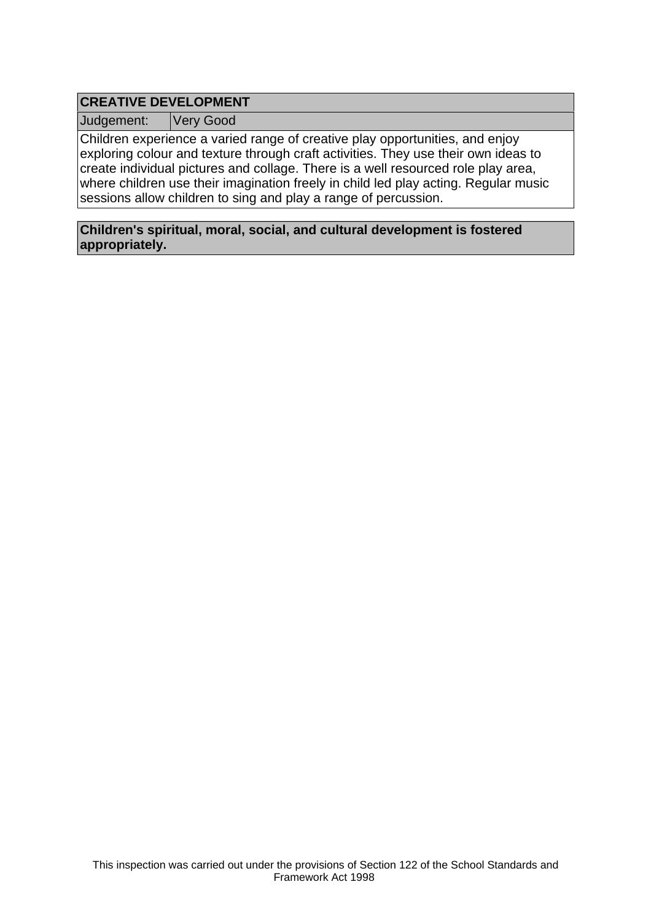## CREATIVE DEVELOPMENT

| Judgement: | Very Good |
| --- | --- |

Children experience a varied range of creative play opportunities, and enjoy exploring colour and texture through craft activities. They use their own ideas to create individual pictures and collage. There is a well resourced role play area, where children use their imagination freely in child led play acting. Regular music sessions allow children to sing and play a range of percussion.

**Children's spiritual, moral, social, and cultural development is fostered appropriately.**

This inspection was carried out under the provisions of Section 122 of the School Standards and Framework Act 1998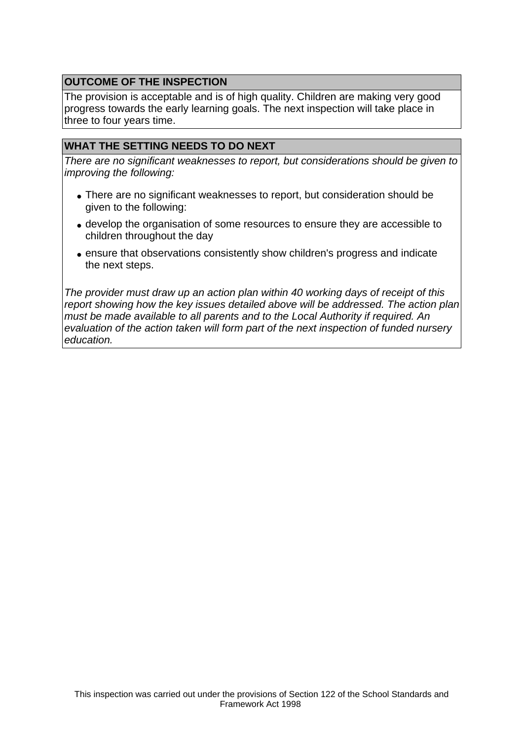## OUTCOME OF THE INSPECTION

The provision is acceptable and is of high quality. Children are making very good progress towards the early learning goals. The next inspection will take place in three to four years time.

## WHAT THE SETTING NEEDS TO DO NEXT

*There are no significant weaknesses to report, but considerations should be given to improving the following:*

- There are no significant weaknesses to report, but consideration should be given to the following:
- develop the organisation of some resources to ensure they are accessible to children throughout the day
- ensure that observations consistently show children's progress and indicate the next steps.

*The provider must draw up an action plan within 40 working days of receipt of this report showing how the key issues detailed above will be addressed. The action plan must be made available to all parents and to the Local Authority if required. An evaluation of the action taken will form part of the next inspection of funded nursery education.*

This inspection was carried out under the provisions of Section 122 of the School Standards and Framework Act 1998